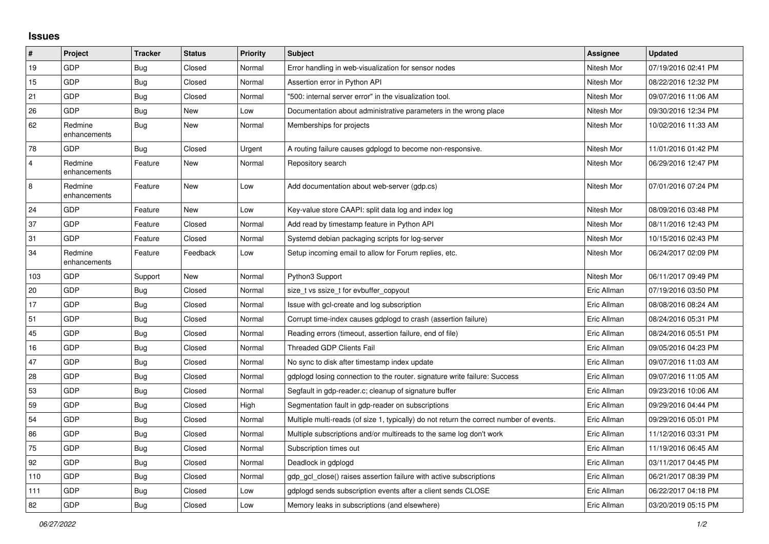## Issues

| # | Project | Tracker | Status | Priority | Subject | Assignee | Updated |
|---|---|---|---|---|---|---|---|
| 19 | GDP | Bug | Closed | Normal | Error handling in web-visualization for sensor nodes | Nitesh Mor | 07/19/2016 02:41 PM |
| 15 | GDP | Bug | Closed | Normal | Assertion error in Python API | Nitesh Mor | 08/22/2016 12:32 PM |
| 21 | GDP | Bug | Closed | Normal | "500: internal server error" in the visualization tool. | Nitesh Mor | 09/07/2016 11:06 AM |
| 26 | GDP | Bug | New | Low | Documentation about administrative parameters in the wrong place | Nitesh Mor | 09/30/2016 12:34 PM |
| 62 | Redmine enhancements | Bug | New | Normal | Memberships for projects | Nitesh Mor | 10/02/2016 11:33 AM |
| 78 | GDP | Bug | Closed | Urgent | A routing failure causes gdplogd to become non-responsive. | Nitesh Mor | 11/01/2016 01:42 PM |
| 4 | Redmine enhancements | Feature | New | Normal | Repository search | Nitesh Mor | 06/29/2016 12:47 PM |
| 8 | Redmine enhancements | Feature | New | Low | Add documentation about web-server (gdp.cs) | Nitesh Mor | 07/01/2016 07:24 PM |
| 24 | GDP | Feature | New | Low | Key-value store CAAPI: split data log and index log | Nitesh Mor | 08/09/2016 03:48 PM |
| 37 | GDP | Feature | Closed | Normal | Add read by timestamp feature in Python API | Nitesh Mor | 08/11/2016 12:43 PM |
| 31 | GDP | Feature | Closed | Normal | Systemd debian packaging scripts for log-server | Nitesh Mor | 10/15/2016 02:43 PM |
| 34 | Redmine enhancements | Feature | Feedback | Low | Setup incoming email to allow for Forum replies, etc. | Nitesh Mor | 06/24/2017 02:09 PM |
| 103 | GDP | Support | New | Normal | Python3 Support | Nitesh Mor | 06/11/2017 09:49 PM |
| 20 | GDP | Bug | Closed | Normal | size_t vs ssize_t for evbuffer_copyout | Eric Allman | 07/19/2016 03:50 PM |
| 17 | GDP | Bug | Closed | Normal | Issue with gcl-create and log subscription | Eric Allman | 08/08/2016 08:24 AM |
| 51 | GDP | Bug | Closed | Normal | Corrupt time-index causes gdplogd to crash (assertion failure) | Eric Allman | 08/24/2016 05:31 PM |
| 45 | GDP | Bug | Closed | Normal | Reading errors (timeout, assertion failure, end of file) | Eric Allman | 08/24/2016 05:51 PM |
| 16 | GDP | Bug | Closed | Normal | Threaded GDP Clients Fail | Eric Allman | 09/05/2016 04:23 PM |
| 47 | GDP | Bug | Closed | Normal | No sync to disk after timestamp index update | Eric Allman | 09/07/2016 11:03 AM |
| 28 | GDP | Bug | Closed | Normal | gdplogd losing connection to the router. signature write failure: Success | Eric Allman | 09/07/2016 11:05 AM |
| 53 | GDP | Bug | Closed | Normal | Segfault in gdp-reader.c; cleanup of signature buffer | Eric Allman | 09/23/2016 10:06 AM |
| 59 | GDP | Bug | Closed | High | Segmentation fault in gdp-reader on subscriptions | Eric Allman | 09/29/2016 04:44 PM |
| 54 | GDP | Bug | Closed | Normal | Multiple multi-reads (of size 1, typically) do not return the correct number of events. | Eric Allman | 09/29/2016 05:01 PM |
| 86 | GDP | Bug | Closed | Normal | Multiple subscriptions and/or multireads to the same log don't work | Eric Allman | 11/12/2016 03:31 PM |
| 75 | GDP | Bug | Closed | Normal | Subscription times out | Eric Allman | 11/19/2016 06:45 AM |
| 92 | GDP | Bug | Closed | Normal | Deadlock in gdplogd | Eric Allman | 03/11/2017 04:45 PM |
| 110 | GDP | Bug | Closed | Normal | gdp_gcl_close() raises assertion failure with active subscriptions | Eric Allman | 06/21/2017 08:39 PM |
| 111 | GDP | Bug | Closed | Low | gdplogd sends subscription events after a client sends CLOSE | Eric Allman | 06/22/2017 04:18 PM |
| 82 | GDP | Bug | Closed | Low | Memory leaks in subscriptions (and elsewhere) | Eric Allman | 03/20/2019 05:15 PM |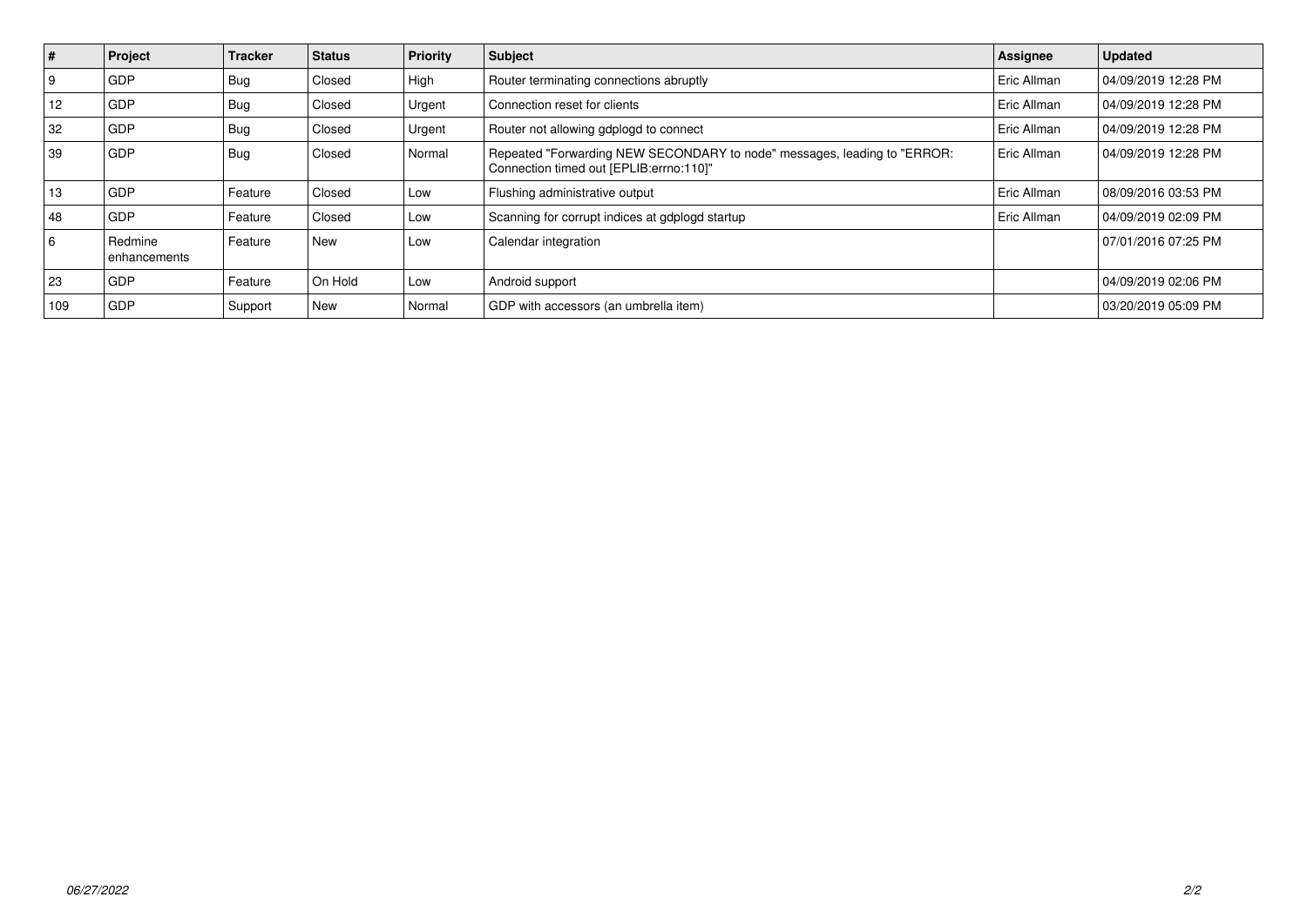| # | Project | Tracker | Status | Priority | Subject | Assignee | Updated |
|---|---|---|---|---|---|---|---|
| 9 | GDP | Bug | Closed | High | Router terminating connections abruptly | Eric Allman | 04/09/2019 12:28 PM |
| 12 | GDP | Bug | Closed | Urgent | Connection reset for clients | Eric Allman | 04/09/2019 12:28 PM |
| 32 | GDP | Bug | Closed | Urgent | Router not allowing gdplogd to connect | Eric Allman | 04/09/2019 12:28 PM |
| 39 | GDP | Bug | Closed | Normal | Repeated "Forwarding NEW SECONDARY to node" messages, leading to "ERROR: Connection timed out [EPLIB:errno:110]" | Eric Allman | 04/09/2019 12:28 PM |
| 13 | GDP | Feature | Closed | Low | Flushing administrative output | Eric Allman | 08/09/2016 03:53 PM |
| 48 | GDP | Feature | Closed | Low | Scanning for corrupt indices at gdplogd startup | Eric Allman | 04/09/2019 02:09 PM |
| 6 | Redmine enhancements | Feature | New | Low | Calendar integration | | 07/01/2016 07:25 PM |
| 23 | GDP | Feature | On Hold | Low | Android support | | 04/09/2019 02:06 PM |
| 109 | GDP | Support | New | Normal | GDP with accessors (an umbrella item) | | 03/20/2019 05:09 PM |

*06/27/2022*